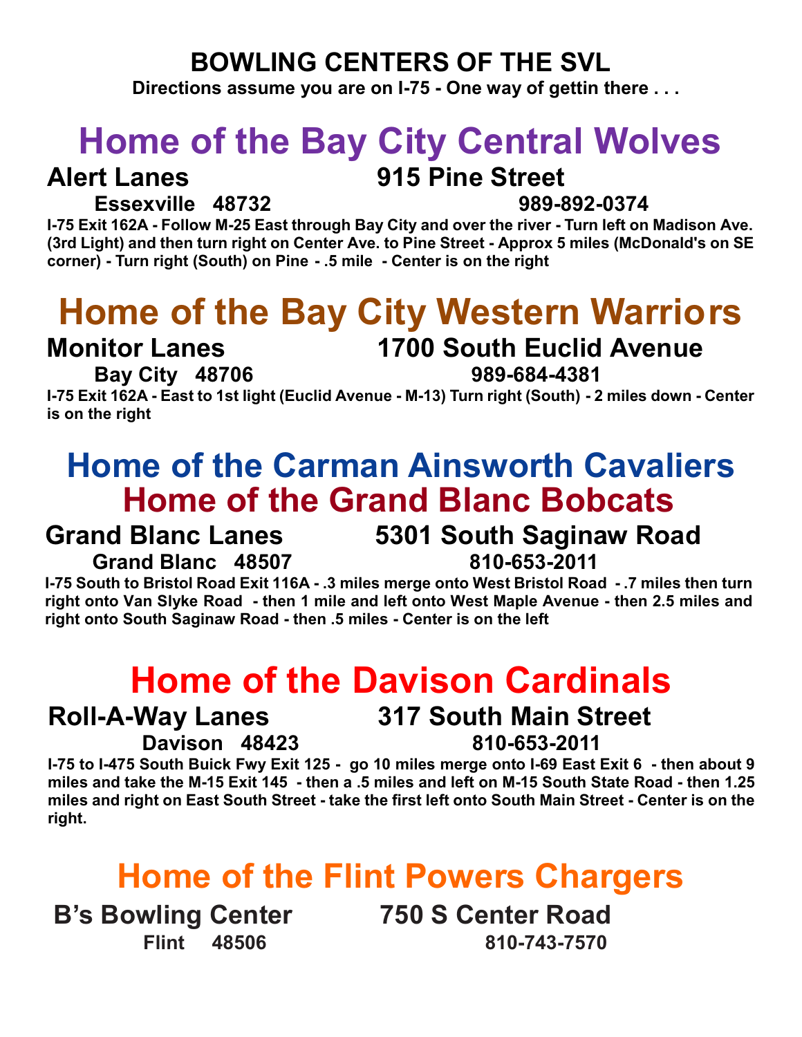# BOWLING CENTERS OF THE SVL

**Directions assume you are on I-75 - One way of gettin there . . .**

## Home of the Bay City Central Wolves

**Alert Lanes** — **915 Pine Street**

**Essexville 48732** — **989-892-0374**

**I-75 Exit 162A - Follow M-25 East through Bay City and over the river - Turn left on Madison Ave. (3rd Light) and then turn right on Center Ave. to Pine Street - Approx 5 miles (McDonald's on SE corner) - Turn right (South) on Pine - .5 mile - Center is on the right**

## Home of the Bay City Western Warriors

**Monitor Lanes** — **1700 South Euclid Avenue**

**Bay City 48706** — **989-684-4381**

**I-75 Exit 162A - East to 1st light (Euclid Avenue - M-13) Turn right (South) - 2 miles down - Center is on the right**

## Home of the Carman Ainsworth Cavaliers
## Home of the Grand Blanc Bobcats

**Grand Blanc Lanes** — **5301 South Saginaw Road**

**Grand Blanc 48507** — **810-653-2011**

**I-75 South to Bristol Road Exit 116A - .3 miles merge onto West Bristol Road - .7 miles then turn right onto Van Slyke Road - then 1 mile and left onto West Maple Avenue - then 2.5 miles and right onto South Saginaw Road - then .5 miles - Center is on the left**

## Home of the Davison Cardinals

**Roll-A-Way Lanes** — **317 South Main Street**

**Davison 48423** — **810-653-2011**

**I-75 to I-475 South Buick Fwy Exit 125 - go 10 miles merge onto I-69 East Exit 6 - then about 9 miles and take the M-15 Exit 145 - then a .5 miles and left on M-15 South State Road - then 1.25 miles and right on East South Street - take the first left onto South Main Street - Center is on the right.**

## Home of the Flint Powers Chargers

**B's Bowling Center** — **750 S Center Road**

**Flint 48506** — **810-743-7570**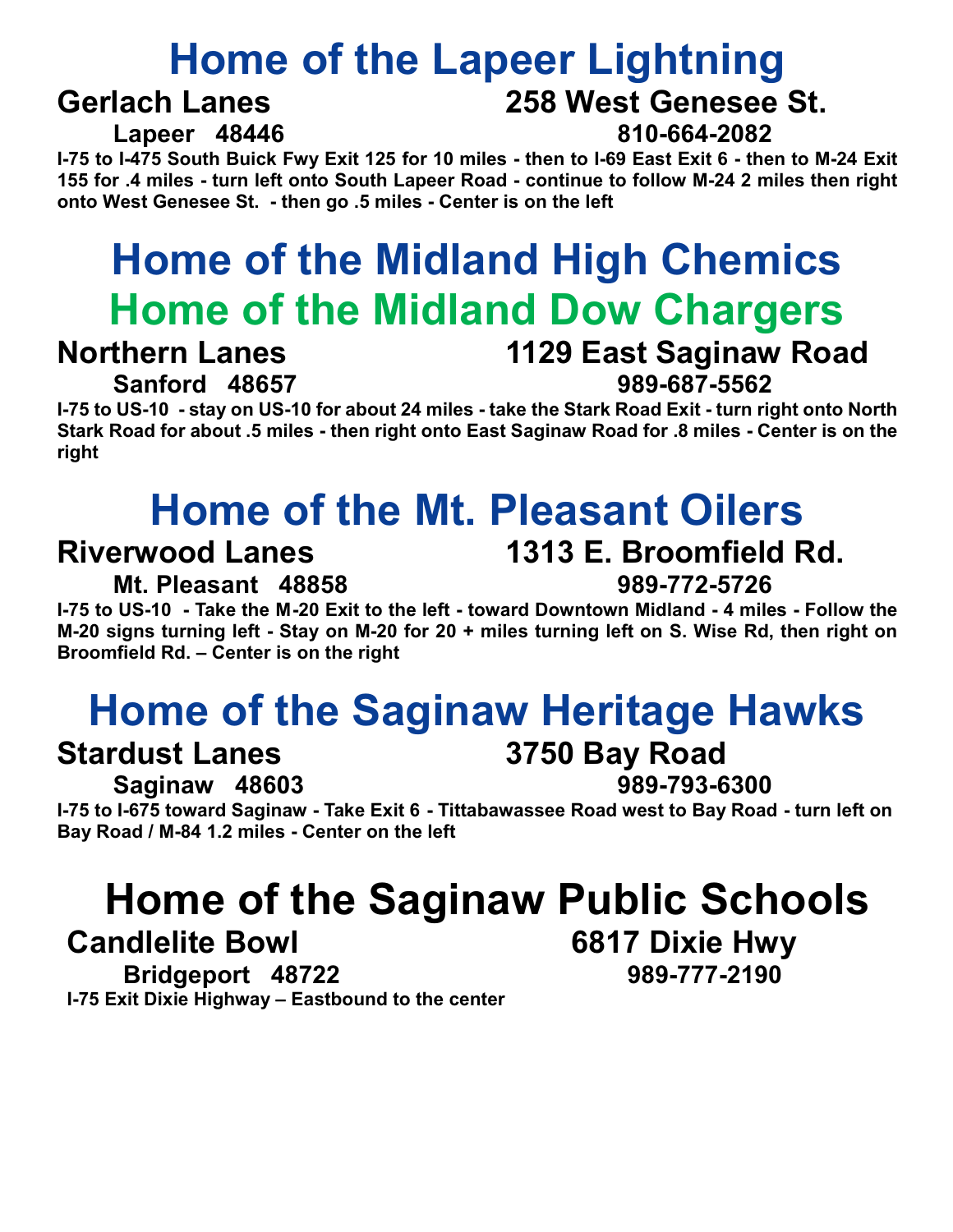# Home of the Lapeer Lightning

**Gerlach Lanes** **258 West Genesee St.**

**Lapeer 48446** **810-664-2082**

**I-75 to I-475 South Buick Fwy Exit 125 for 10 miles - then to I-69 East Exit 6 - then to M-24 Exit 155 for .4 miles - turn left onto South Lapeer Road - continue to follow M-24 2 miles then right onto West Genesee St. - then go .5 miles - Center is on the left**

# Home of the Midland High Chemics

# Home of the Midland Dow Chargers

**Northern Lanes** **1129 East Saginaw Road**

**Sanford 48657** **989-687-5562**

**I-75 to US-10 - stay on US-10 for about 24 miles - take the Stark Road Exit - turn right onto North Stark Road for about .5 miles - then right onto East Saginaw Road for .8 miles - Center is on the right**

# Home of the Mt. Pleasant Oilers

**Riverwood Lanes** **1313 E. Broomfield Rd.**

**Mt. Pleasant 48858** **989-772-5726**

**I-75 to US-10 - Take the M-20 Exit to the left - toward Downtown Midland - 4 miles - Follow the M-20 signs turning left - Stay on M-20 for 20 + miles turning left on S. Wise Rd, then right on Broomfield Rd. – Center is on the right**

# Home of the Saginaw Heritage Hawks

**Stardust Lanes** **3750 Bay Road**

**Saginaw 48603** **989-793-6300**

**I-75 to I-675 toward Saginaw - Take Exit 6 - Tittabawassee Road west to Bay Road - turn left on Bay Road / M-84 1.2 miles - Center on the left**

# Home of the Saginaw Public Schools

**Candlelite Bowl** **6817 Dixie Hwy**

**Bridgeport 48722** **989-777-2190**

**I-75 Exit Dixie Highway – Eastbound to the center**